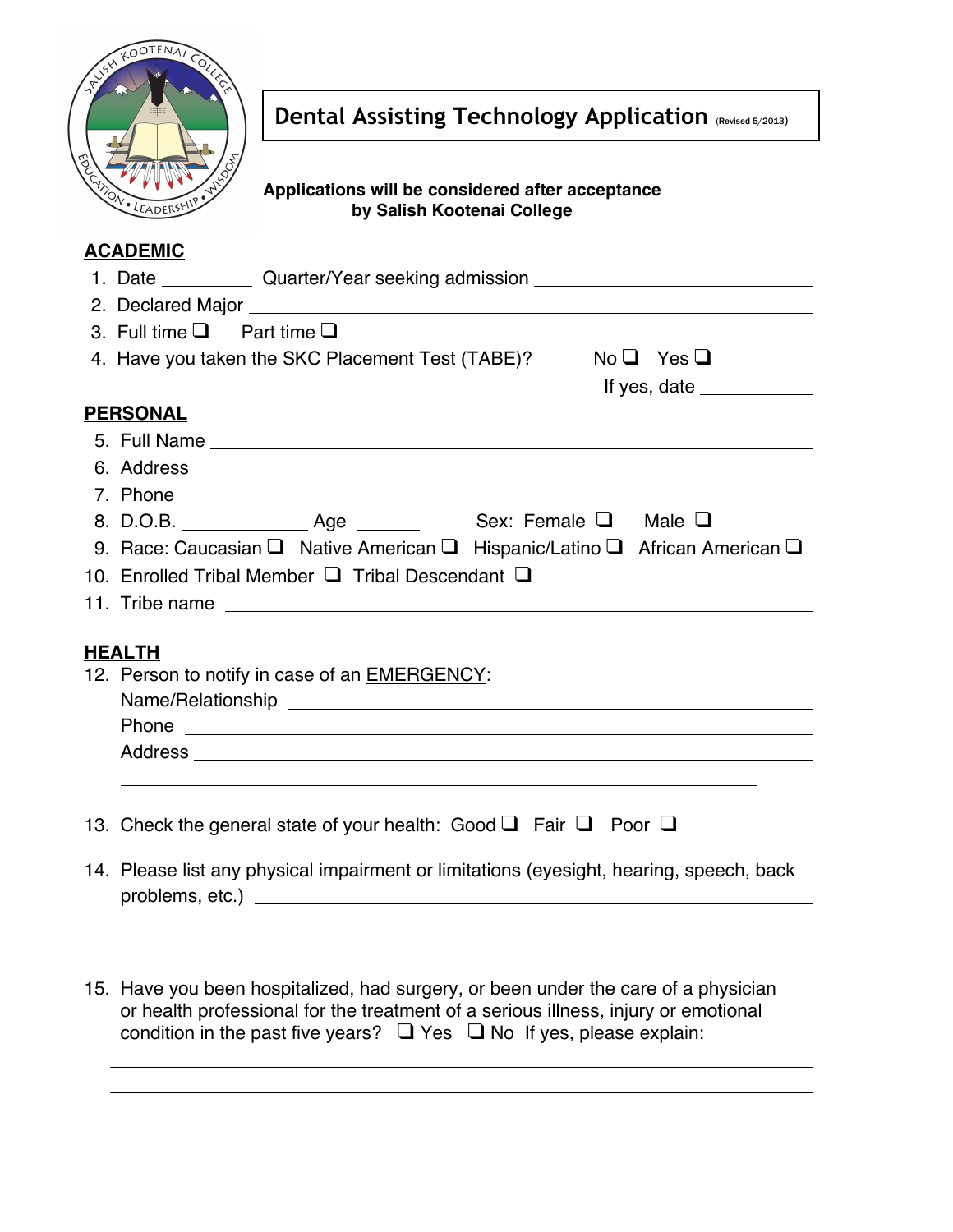# Dental Assisting Technology Application (Revised 5/2013)

**Applications will be considered after acceptance by Salish Kootenai College**

## ACADEMIC

1. Date ________ Quarter/Year seeking admission ____________________
2. Declared Major ____________________
3. Full time ☐ Part time ☐
4. Have you taken the SKC Placement Test (TABE)? No ☐ Yes ☐
   If yes, date __________

## PERSONAL

5. Full Name ____________________
6. Address ____________________
7. Phone ____________________
8. D.O.B. __________ Age ______ Sex: Female ☐ Male ☐
9. Race: Caucasian ☐ Native American ☐ Hispanic/Latino ☐ African American ☐
10. Enrolled Tribal Member ☐ Tribal Descendant ☐
11. Tribe name ____________________

## HEALTH

12. Person to notify in case of an EMERGENCY:
    Name/Relationship ____________________
    Phone ____________________
    Address ____________________
    ____________________
13. Check the general state of your health: Good ☐ Fair ☐ Poor ☐
14. Please list any physical impairment or limitations (eyesight, hearing, speech, back problems, etc.) ____________________
    ____________________
    ____________________
15. Have you been hospitalized, had surgery, or been under the care of a physician or health professional for the treatment of a serious illness, injury or emotional condition in the past five years? ☐ Yes ☐ No If yes, please explain:
    ____________________
    ____________________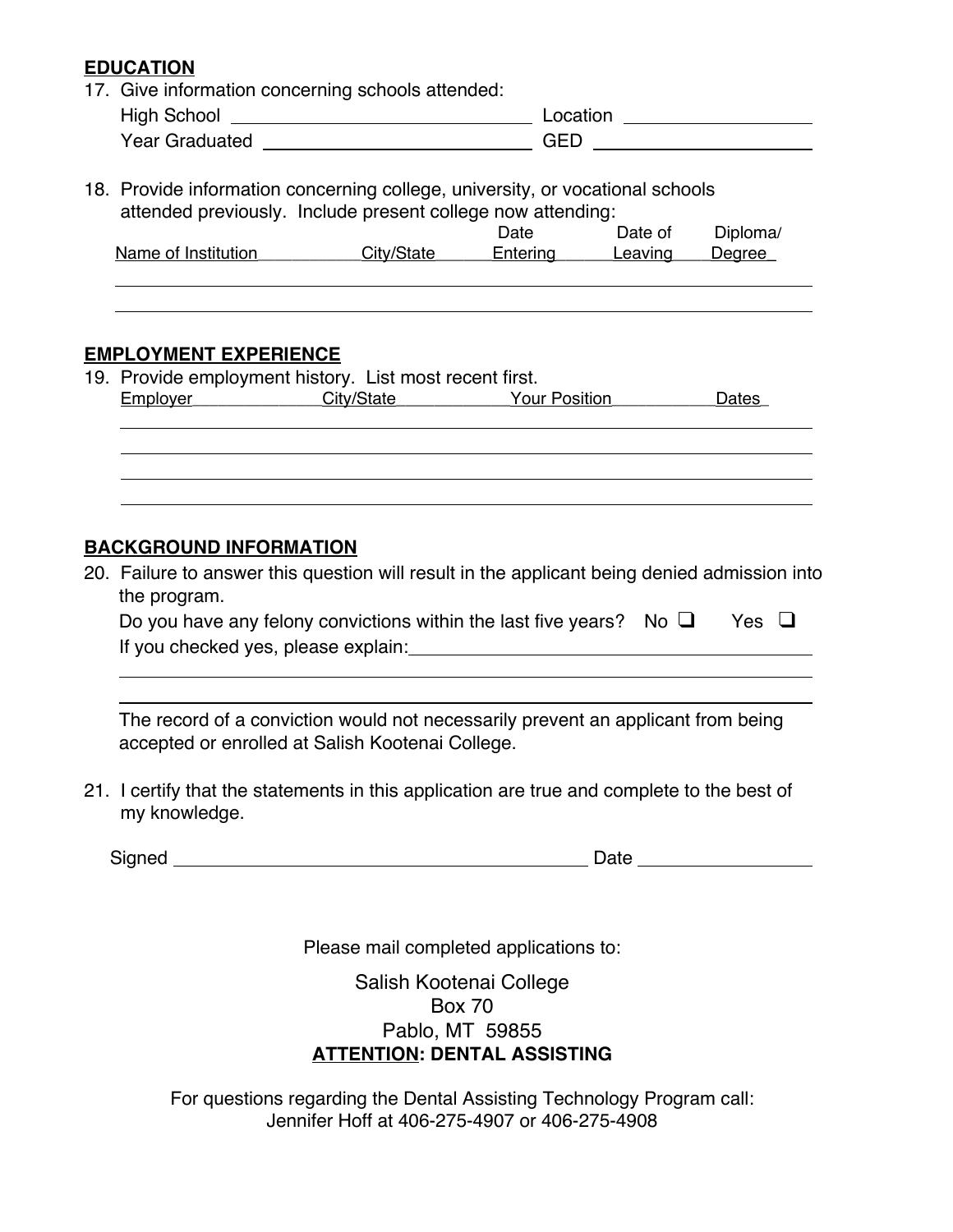## EDUCATION

17. Give information concerning schools attended:

    High School ______________________________ Location __________________

    Year Graduated __________________________ GED ______________________

18. Provide information concerning college, university, or vocational schools attended previously. Include present college now attending:

| Name of Institution | City/State | Date Entering | Date of Leaving | Diploma/ Degree |
|---|---|---|---|---|
| | | | | |
| | | | | |

## EMPLOYMENT EXPERIENCE

19. Provide employment history. List most recent first.

| Employer | City/State | Your Position | Dates |
|---|---|---|---|
| | | | |
| | | | |
| | | | |
| | | | |

## BACKGROUND INFORMATION

20. Failure to answer this question will result in the applicant being denied admission into the program.

    Do you have any felony convictions within the last five years? No ❑ Yes ❑

    If you checked yes, please explain: ________________________________________

    ________________________________________________________________________

    ________________________________________________________________________

    The record of a conviction would not necessarily prevent an applicant from being accepted or enrolled at Salish Kootenai College.

21. I certify that the statements in this application are true and complete to the best of my knowledge.

    Signed ________________________________________ Date _________________

Please mail completed applications to:

Salish Kootenai College
Box 70
Pablo, MT 59855
**ATTENTION: DENTAL ASSISTING**

For questions regarding the Dental Assisting Technology Program call:
Jennifer Hoff at 406-275-4907 or 406-275-4908